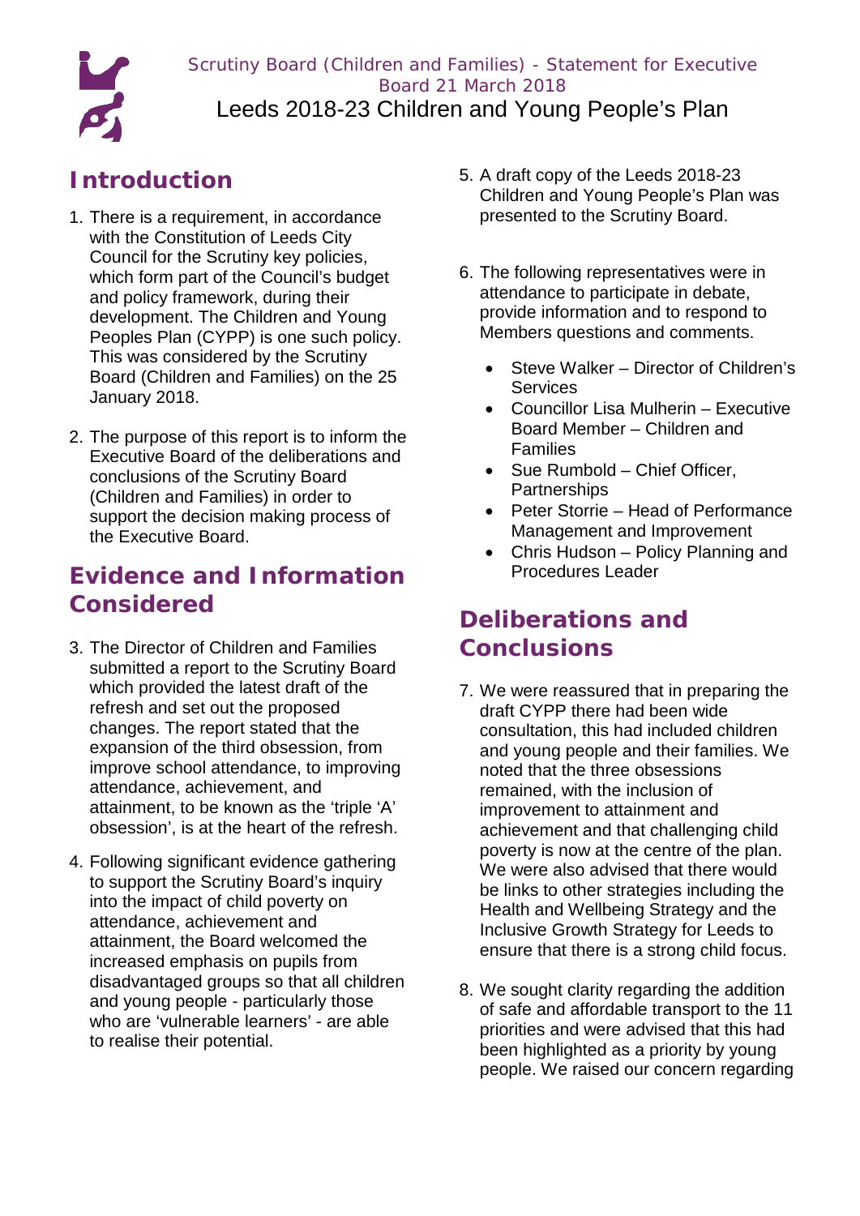Scrutiny Board (Children and Families) - Statement for Executive Board 21 March 2018

# Leeds 2018-23 Children and Young People's Plan

## Introduction

1. There is a requirement, in accordance with the Constitution of Leeds City Council for the Scrutiny key policies, which form part of the Council's budget and policy framework, during their development. The Children and Young Peoples Plan (CYPP) is one such policy. This was considered by the Scrutiny Board (Children and Families) on the 25 January 2018.

2. The purpose of this report is to inform the Executive Board of the deliberations and conclusions of the Scrutiny Board (Children and Families) in order to support the decision making process of the Executive Board.

## Evidence and Information Considered

3. The Director of Children and Families submitted a report to the Scrutiny Board which provided the latest draft of the refresh and set out the proposed changes. The report stated that the expansion of the third obsession, from improve school attendance, to improving attendance, achievement, and attainment, to be known as the 'triple 'A' obsession', is at the heart of the refresh.

4. Following significant evidence gathering to support the Scrutiny Board's inquiry into the impact of child poverty on attendance, achievement and attainment, the Board welcomed the increased emphasis on pupils from disadvantaged groups so that all children and young people - particularly those who are 'vulnerable learners' - are able to realise their potential.

5. A draft copy of the Leeds 2018-23 Children and Young People's Plan was presented to the Scrutiny Board.

6. The following representatives were in attendance to participate in debate, provide information and to respond to Members questions and comments.

   - Steve Walker – Director of Children's Services
   - Councillor Lisa Mulherin – Executive Board Member – Children and Families
   - Sue Rumbold – Chief Officer, Partnerships
   - Peter Storrie – Head of Performance Management and Improvement
   - Chris Hudson – Policy Planning and Procedures Leader

## Deliberations and Conclusions

7. We were reassured that in preparing the draft CYPP there had been wide consultation, this had included children and young people and their families. We noted that the three obsessions remained, with the inclusion of improvement to attainment and achievement and that challenging child poverty is now at the centre of the plan. We were also advised that there would be links to other strategies including the Health and Wellbeing Strategy and the Inclusive Growth Strategy for Leeds to ensure that there is a strong child focus.

8. We sought clarity regarding the addition of safe and affordable transport to the 11 priorities and were advised that this had been highlighted as a priority by young people. We raised our concern regarding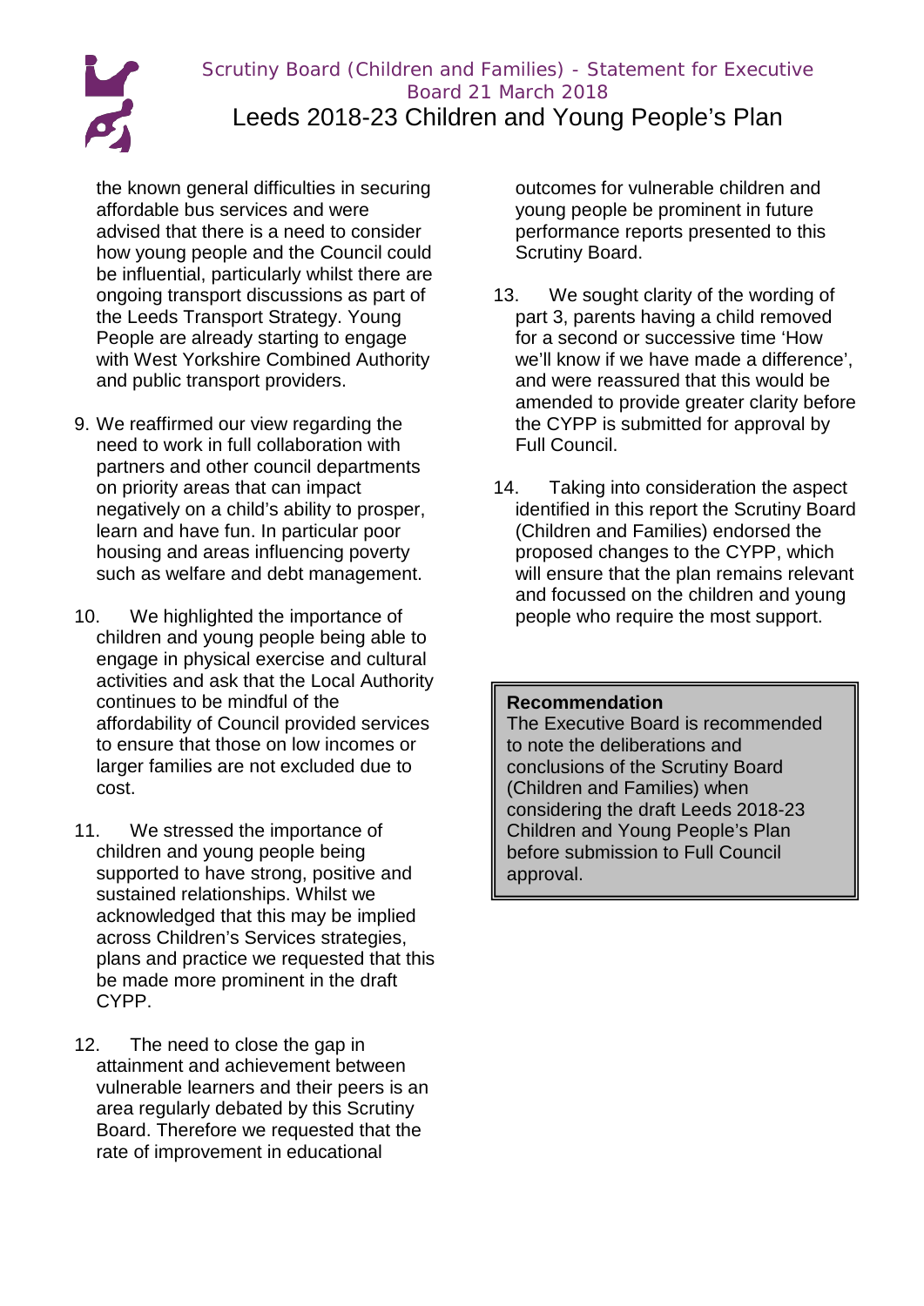the known general difficulties in securing affordable bus services and were advised that there is a need to consider how young people and the Council could be influential, particularly whilst there are ongoing transport discussions as part of the Leeds Transport Strategy. Young People are already starting to engage with West Yorkshire Combined Authority and public transport providers.

9. We reaffirmed our view regarding the need to work in full collaboration with partners and other council departments on priority areas that can impact negatively on a child's ability to prosper, learn and have fun. In particular poor housing and areas influencing poverty such as welfare and debt management.

10. We highlighted the importance of children and young people being able to engage in physical exercise and cultural activities and ask that the Local Authority continues to be mindful of the affordability of Council provided services to ensure that those on low incomes or larger families are not excluded due to cost.

11. We stressed the importance of children and young people being supported to have strong, positive and sustained relationships. Whilst we acknowledged that this may be implied across Children's Services strategies, plans and practice we requested that this be made more prominent in the draft CYPP.

12. The need to close the gap in attainment and achievement between vulnerable learners and their peers is an area regularly debated by this Scrutiny Board. Therefore we requested that the rate of improvement in educational outcomes for vulnerable children and young people be prominent in future performance reports presented to this Scrutiny Board.

13. We sought clarity of the wording of part 3, parents having a child removed for a second or successive time 'How we'll know if we have made a difference', and were reassured that this would be amended to provide greater clarity before the CYPP is submitted for approval by Full Council.

14. Taking into consideration the aspect identified in this report the Scrutiny Board (Children and Families) endorsed the proposed changes to the CYPP, which will ensure that the plan remains relevant and focussed on the children and young people who require the most support.

**Recommendation**

The Executive Board is recommended to note the deliberations and conclusions of the Scrutiny Board (Children and Families) when considering the draft Leeds 2018-23 Children and Young People's Plan before submission to Full Council approval.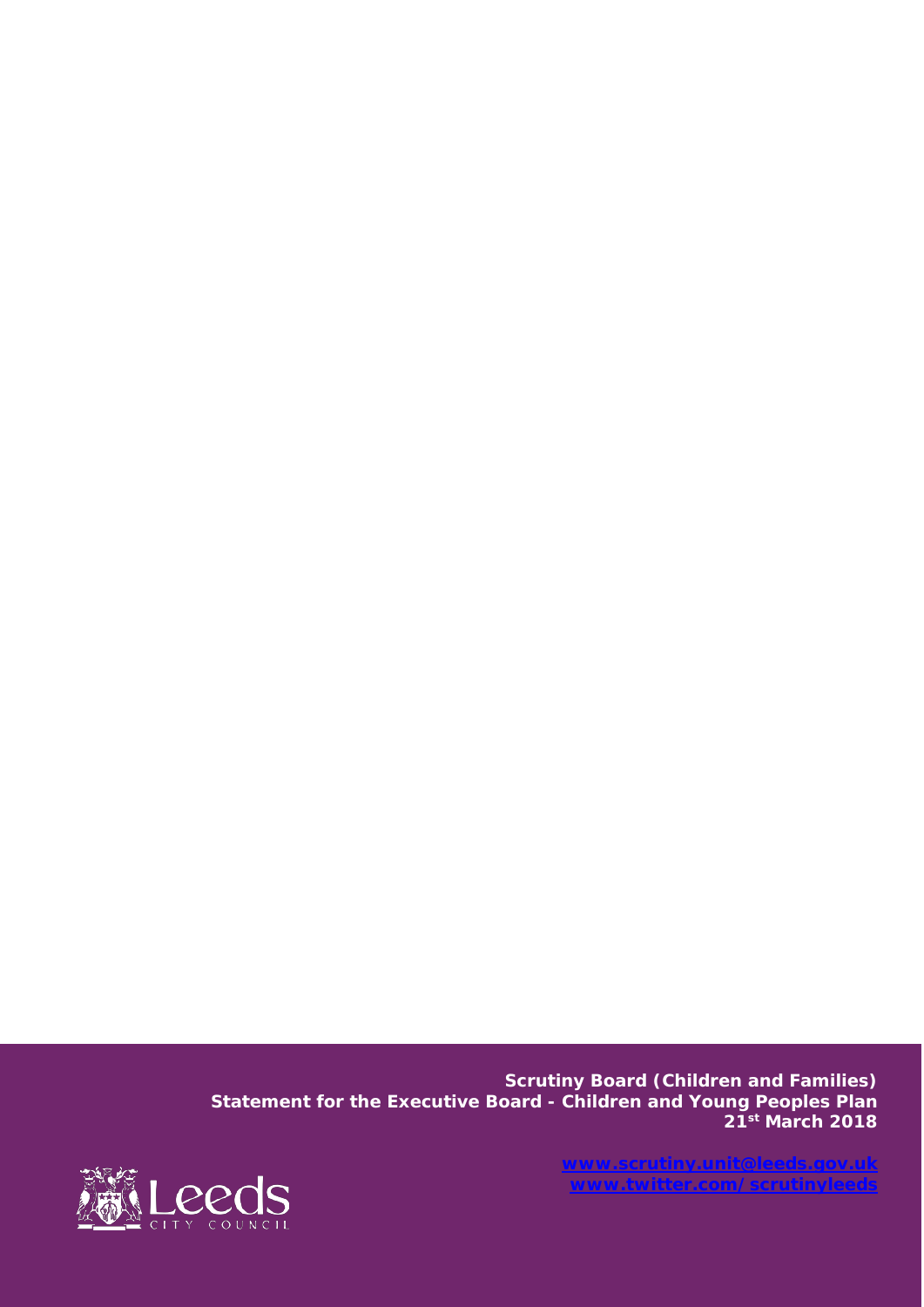**Scrutiny Board (Children and Families)**
**Statement for the Executive Board - Children and Young Peoples Plan**
**21st March 2018**

www.scrutiny.unit@leeds.gov.uk
www.twitter.com/scrutinyleeds

Leeds
CITY COUNCIL